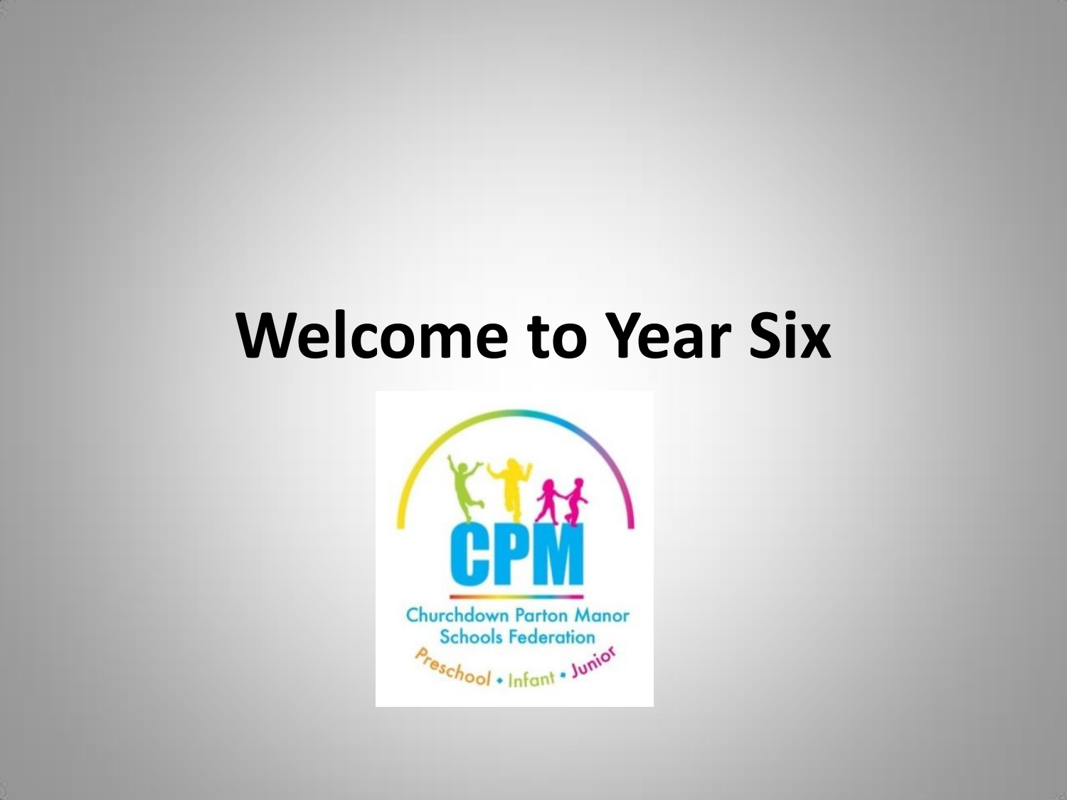# Welcome to Year Six

CPM

Churchdown Parton Manor Schools Federation

Preschool • Infant • Junior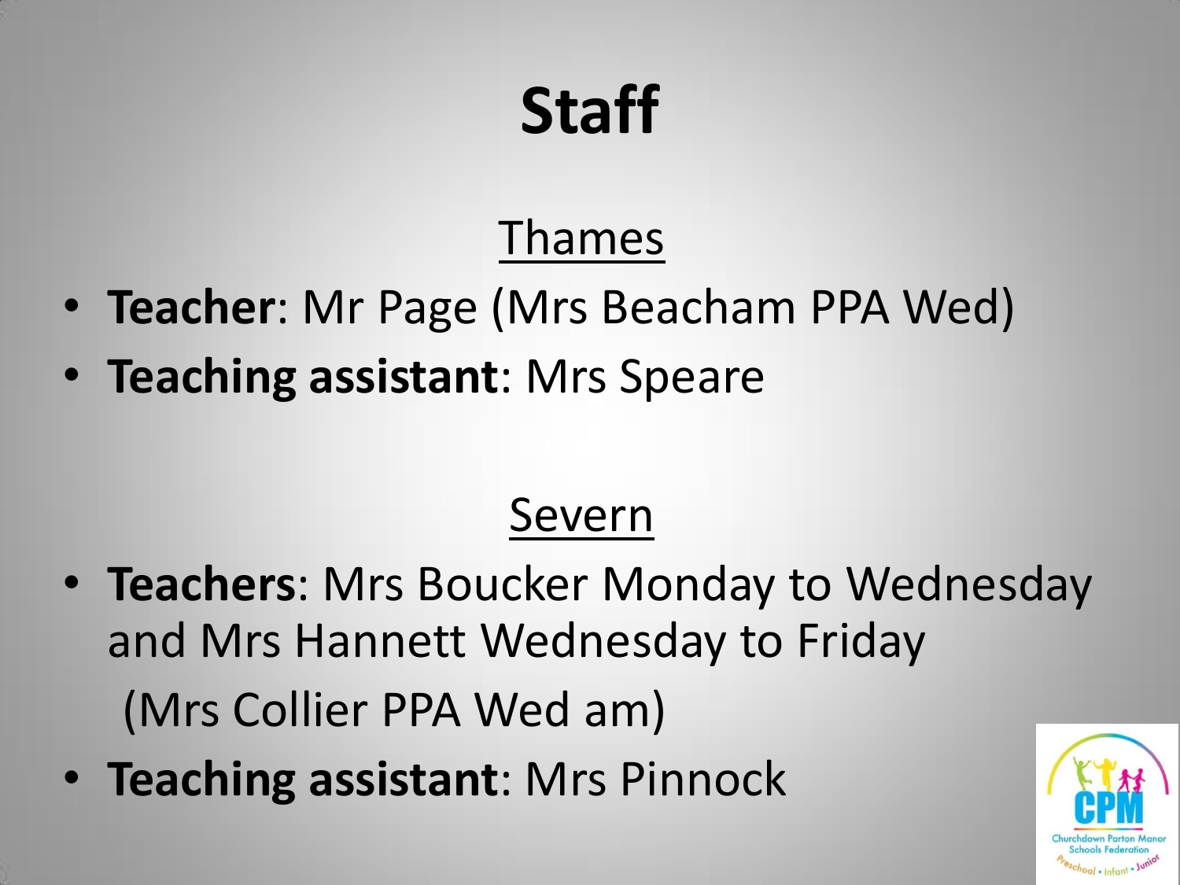# Staff

## Thames

- **Teacher**: Mr Page (Mrs Beacham PPA Wed)
- **Teaching assistant**: Mrs Speare

## Severn

- **Teachers**: Mrs Boucker Monday to Wednesday and Mrs Hannett Wednesday to Friday

  (Mrs Collier PPA Wed am)
- **Teaching assistant**: Mrs Pinnock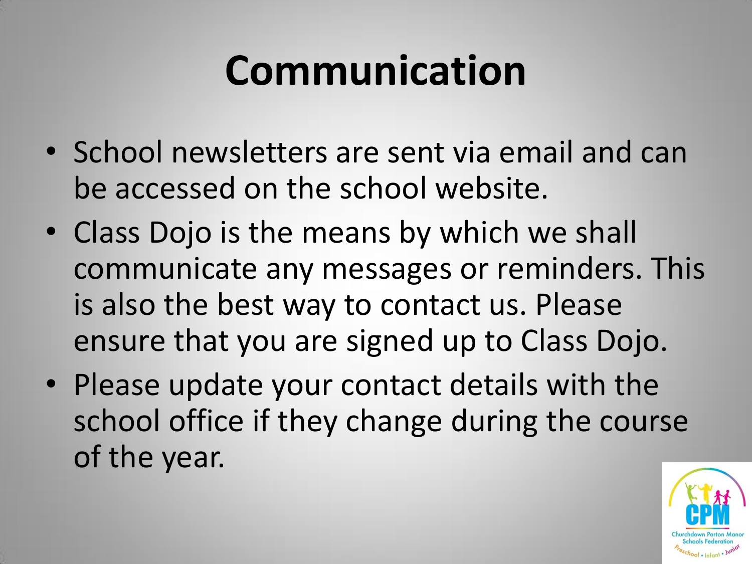# Communication

- School newsletters are sent via email and can be accessed on the school website.
- Class Dojo is the means by which we shall communicate any messages or reminders. This is also the best way to contact us. Please ensure that you are signed up to Class Dojo.
- Please update your contact details with the school office if they change during the course of the year.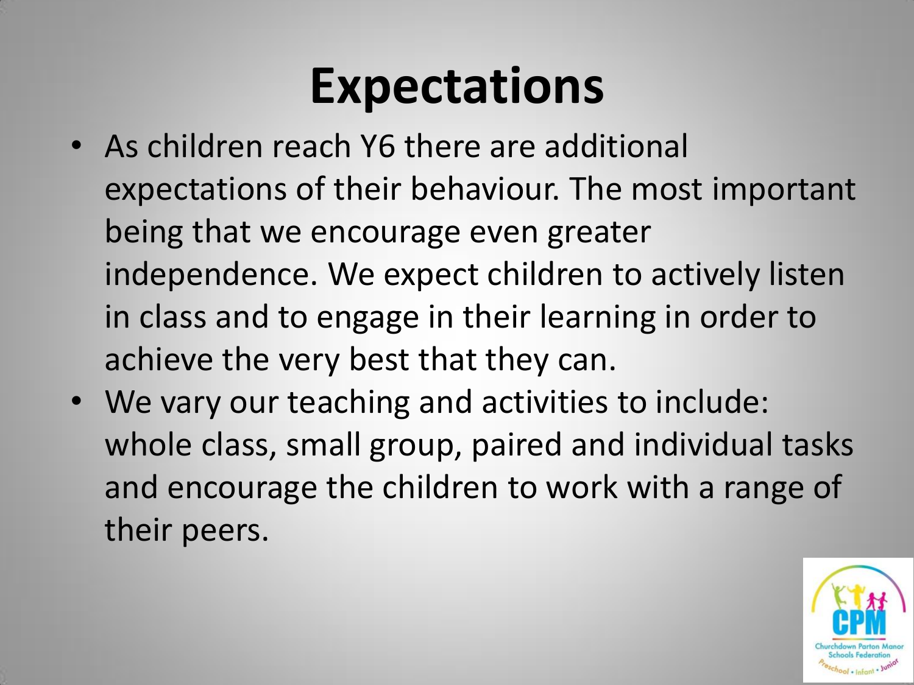# Expectations

- As children reach Y6 there are additional expectations of their behaviour. The most important being that we encourage even greater independence. We expect children to actively listen in class and to engage in their learning in order to achieve the very best that they can.
- We vary our teaching and activities to include: whole class, small group, paired and individual tasks and encourage the children to work with a range of their peers.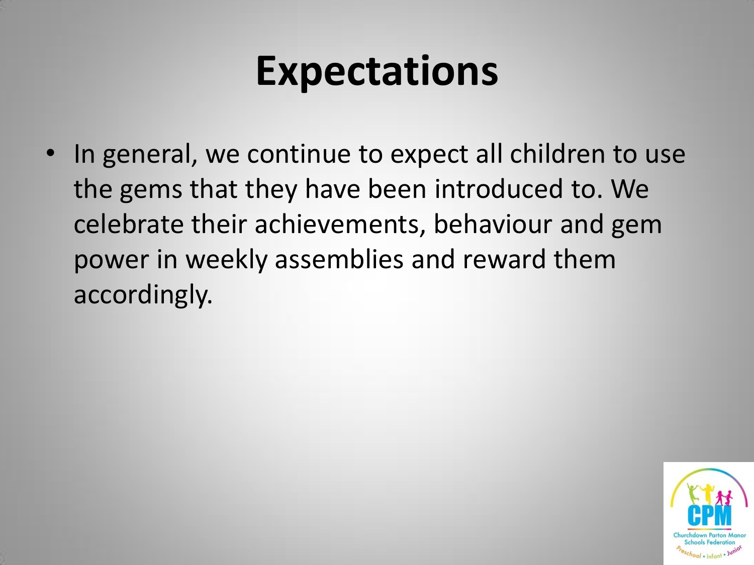# Expectations

- In general, we continue to expect all children to use the gems that they have been introduced to. We celebrate their achievements, behaviour and gem power in weekly assemblies and reward them accordingly.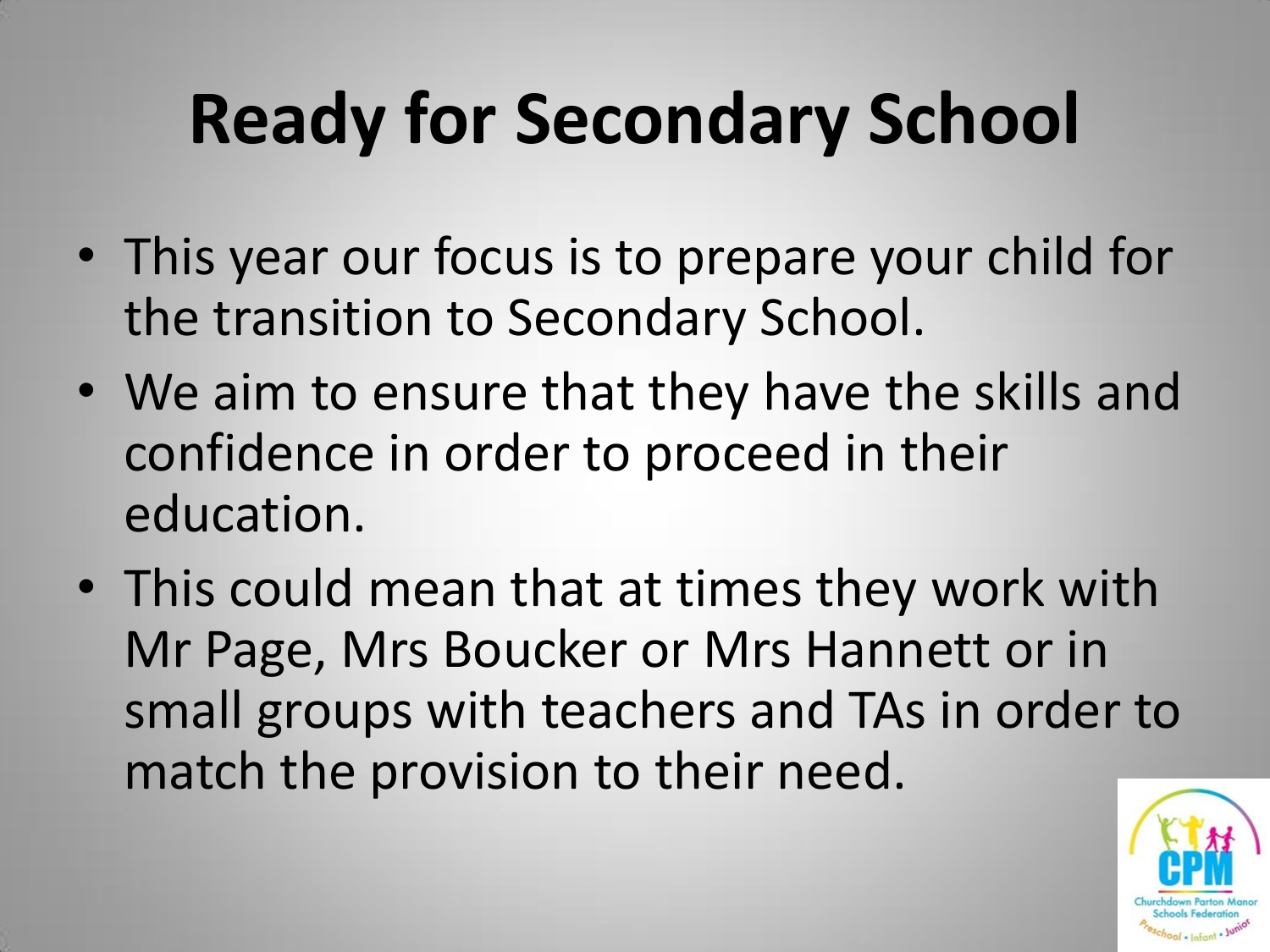# Ready for Secondary School

- This year our focus is to prepare your child for the transition to Secondary School.
- We aim to ensure that they have the skills and confidence in order to proceed in their education.
- This could mean that at times they work with Mr Page, Mrs Boucker or Mrs Hannett or in small groups with teachers and TAs in order to match the provision to their need.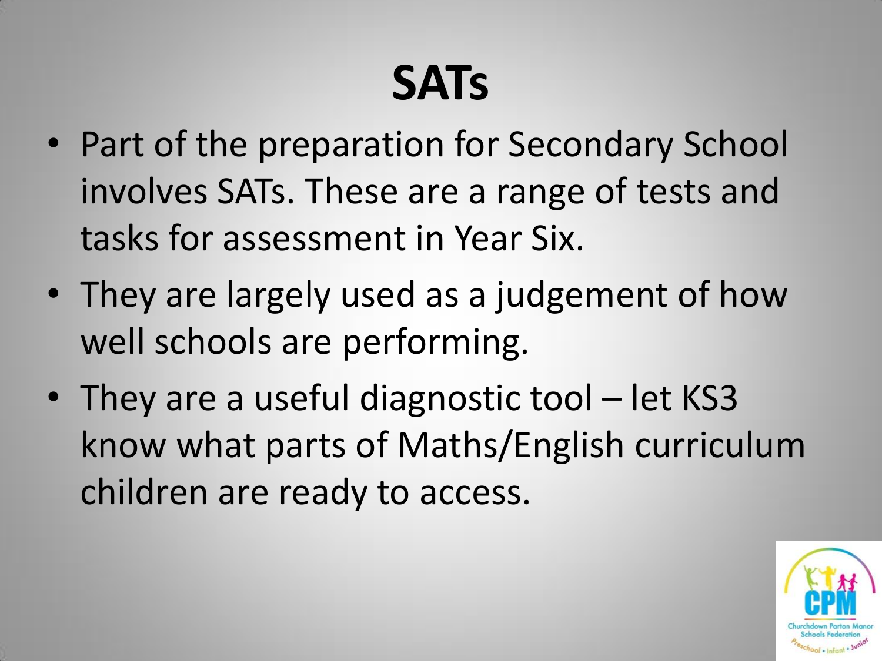# SATs

- Part of the preparation for Secondary School involves SATs. These are a range of tests and tasks for assessment in Year Six.
- They are largely used as a judgement of how well schools are performing.
- They are a useful diagnostic tool – let KS3 know what parts of Maths/English curriculum children are ready to access.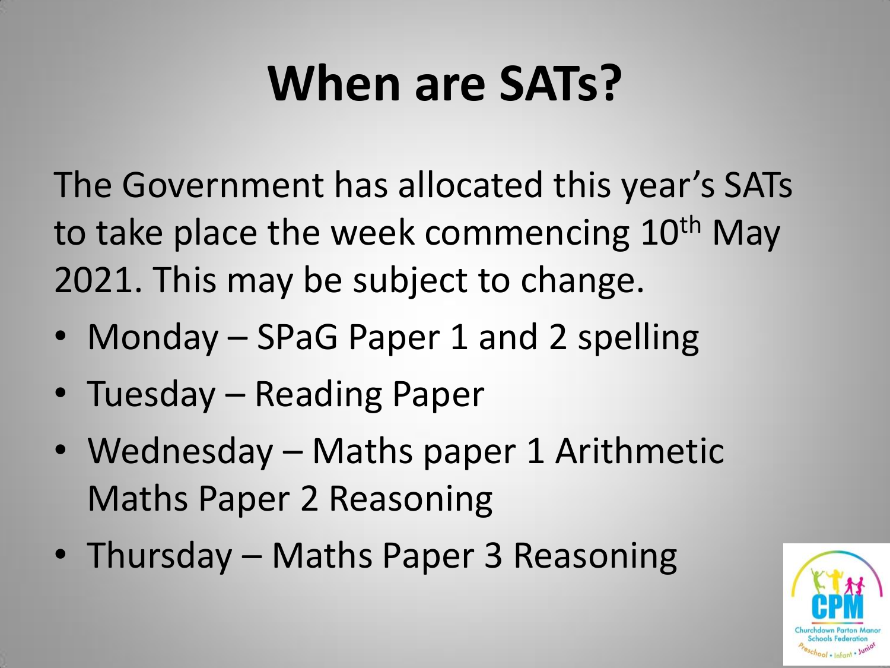# When are SATs?

The Government has allocated this year's SATs to take place the week commencing 10th May 2021. This may be subject to change.

- Monday – SPaG Paper 1 and 2 spelling
- Tuesday – Reading Paper
- Wednesday – Maths paper 1 Arithmetic
  Maths Paper 2 Reasoning
- Thursday – Maths Paper 3 Reasoning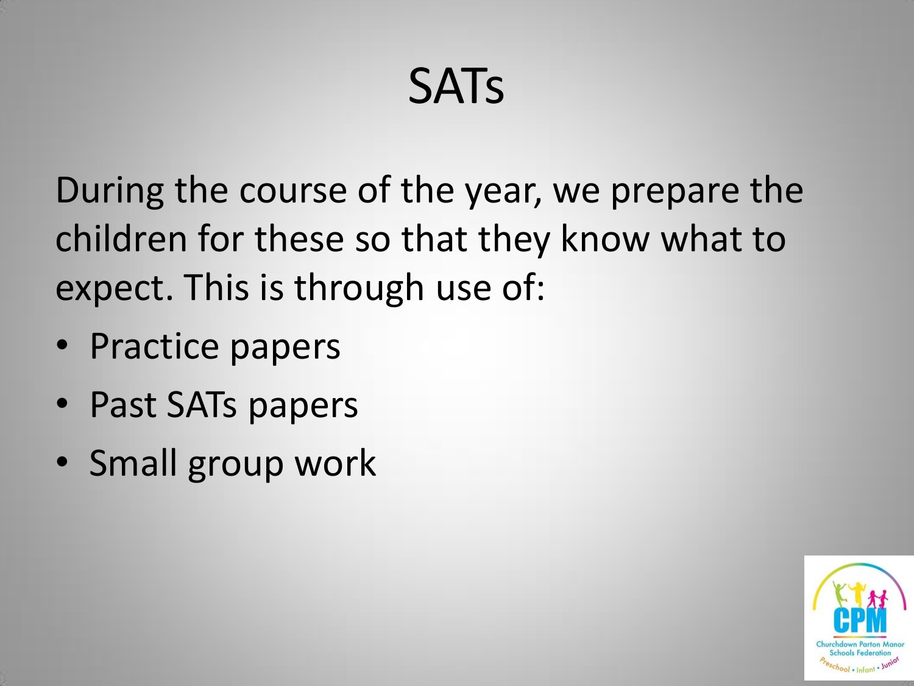# SATs

During the course of the year, we prepare the children for these so that they know what to expect. This is through use of:

- Practice papers
- Past SATs papers
- Small group work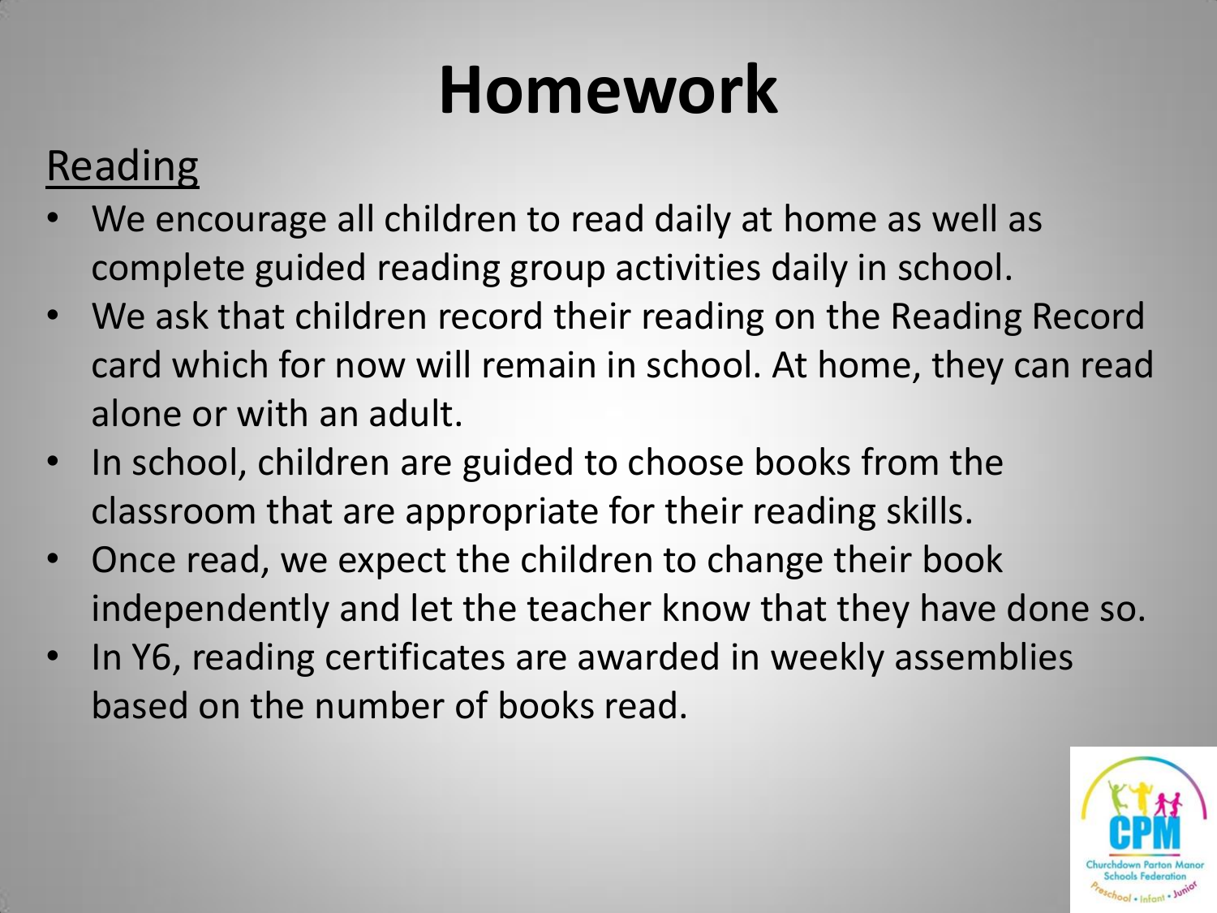# Homework

<u>Reading</u>

- We encourage all children to read daily at home as well as complete guided reading group activities daily in school.
- We ask that children record their reading on the Reading Record card which for now will remain in school. At home, they can read alone or with an adult.
- In school, children are guided to choose books from the classroom that are appropriate for their reading skills.
- Once read, we expect the children to change their book independently and let the teacher know that they have done so.
- In Y6, reading certificates are awarded in weekly assemblies based on the number of books read.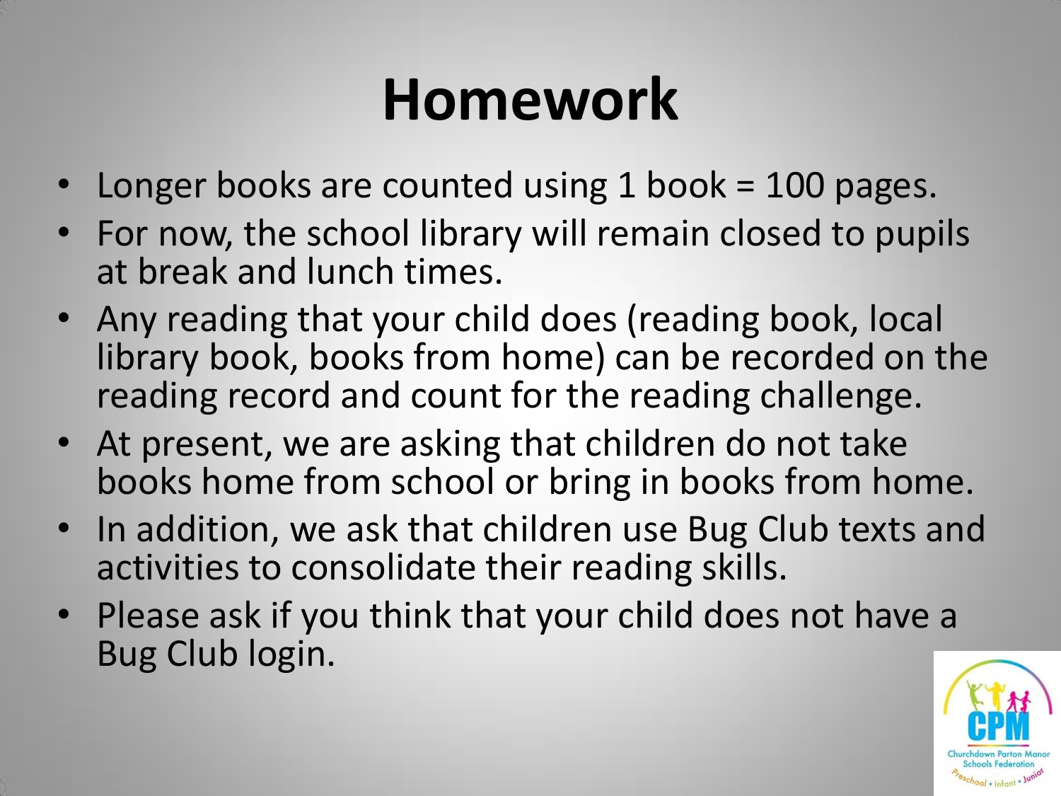# Homework

- Longer books are counted using 1 book = 100 pages.
- For now, the school library will remain closed to pupils at break and lunch times.
- Any reading that your child does (reading book, local library book, books from home) can be recorded on the reading record and count for the reading challenge.
- At present, we are asking that children do not take books home from school or bring in books from home.
- In addition, we ask that children use Bug Club texts and activities to consolidate their reading skills.
- Please ask if you think that your child does not have a Bug Club login.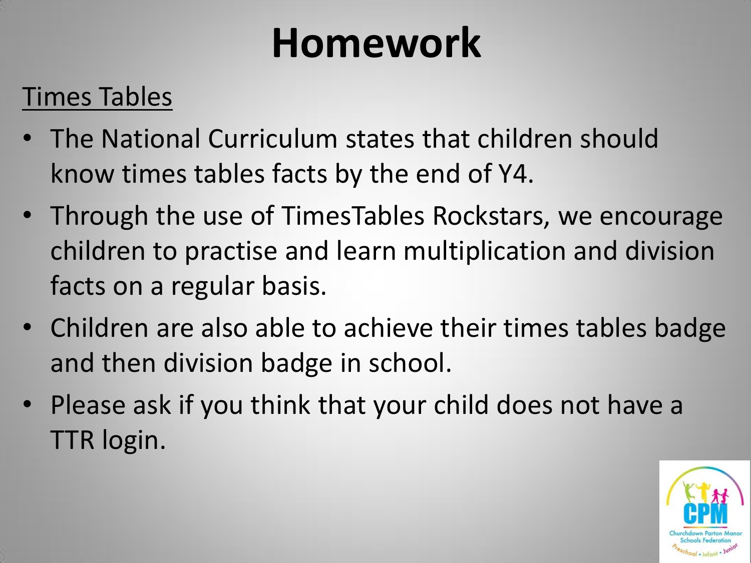# Homework

<u>Times Tables</u>

- The National Curriculum states that children should know times tables facts by the end of Y4.
- Through the use of TimesTables Rockstars, we encourage children to practise and learn multiplication and division facts on a regular basis.
- Children are also able to achieve their times tables badge and then division badge in school.
- Please ask if you think that your child does not have a TTR login.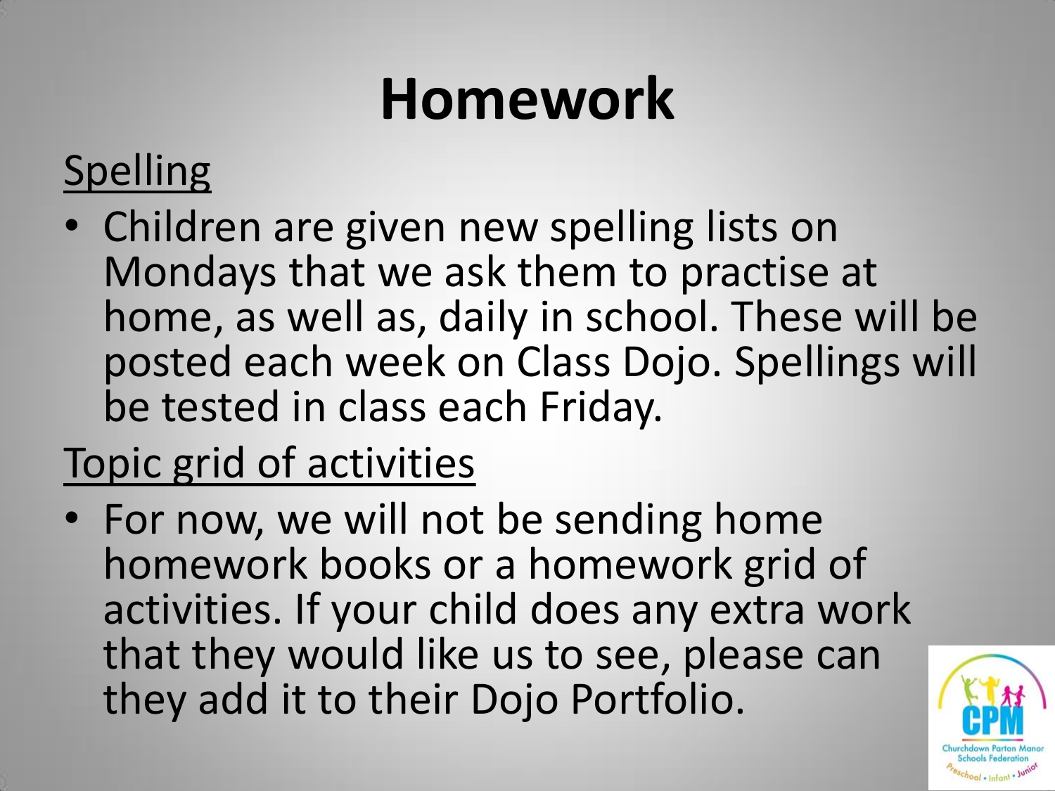# Homework

## Spelling

- Children are given new spelling lists on Mondays that we ask them to practise at home, as well as, daily in school. These will be posted each week on Class Dojo. Spellings will be tested in class each Friday.

## Topic grid of activities

- For now, we will not be sending home homework books or a homework grid of activities. If your child does any extra work that they would like us to see, please can they add it to their Dojo Portfolio.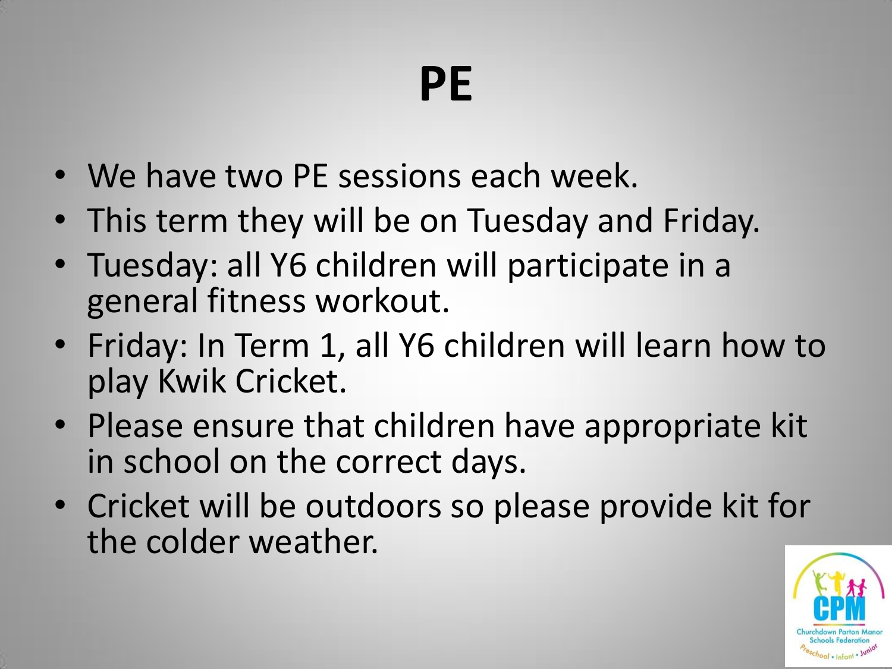# PE

- We have two PE sessions each week.
- This term they will be on Tuesday and Friday.
- Tuesday: all Y6 children will participate in a general fitness workout.
- Friday: In Term 1, all Y6 children will learn how to play Kwik Cricket.
- Please ensure that children have appropriate kit in school on the correct days.
- Cricket will be outdoors so please provide kit for the colder weather.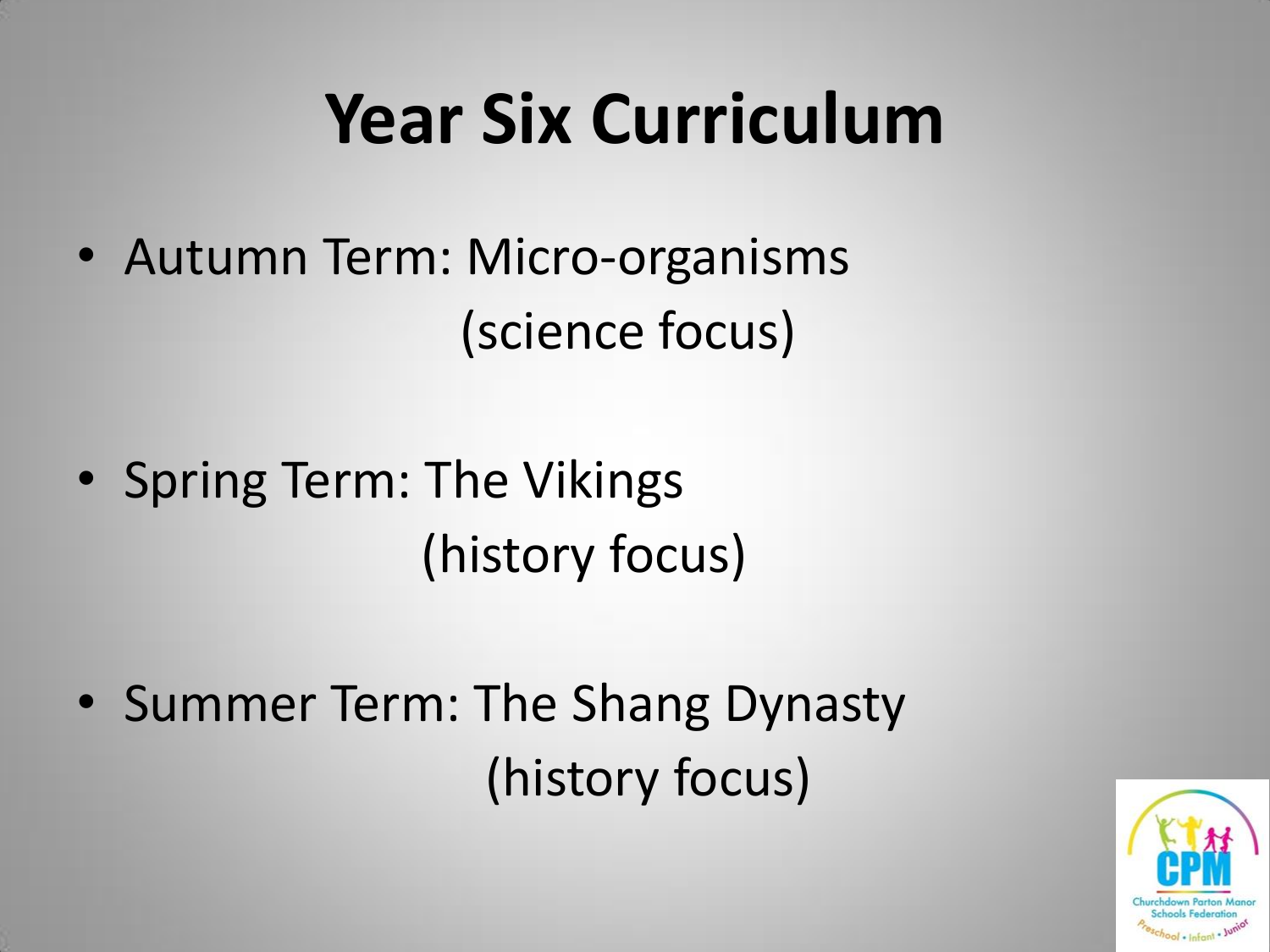# Year Six Curriculum

- Autumn Term: Micro-organisms
  (science focus)

- Spring Term: The Vikings
  (history focus)

- Summer Term: The Shang Dynasty
  (history focus)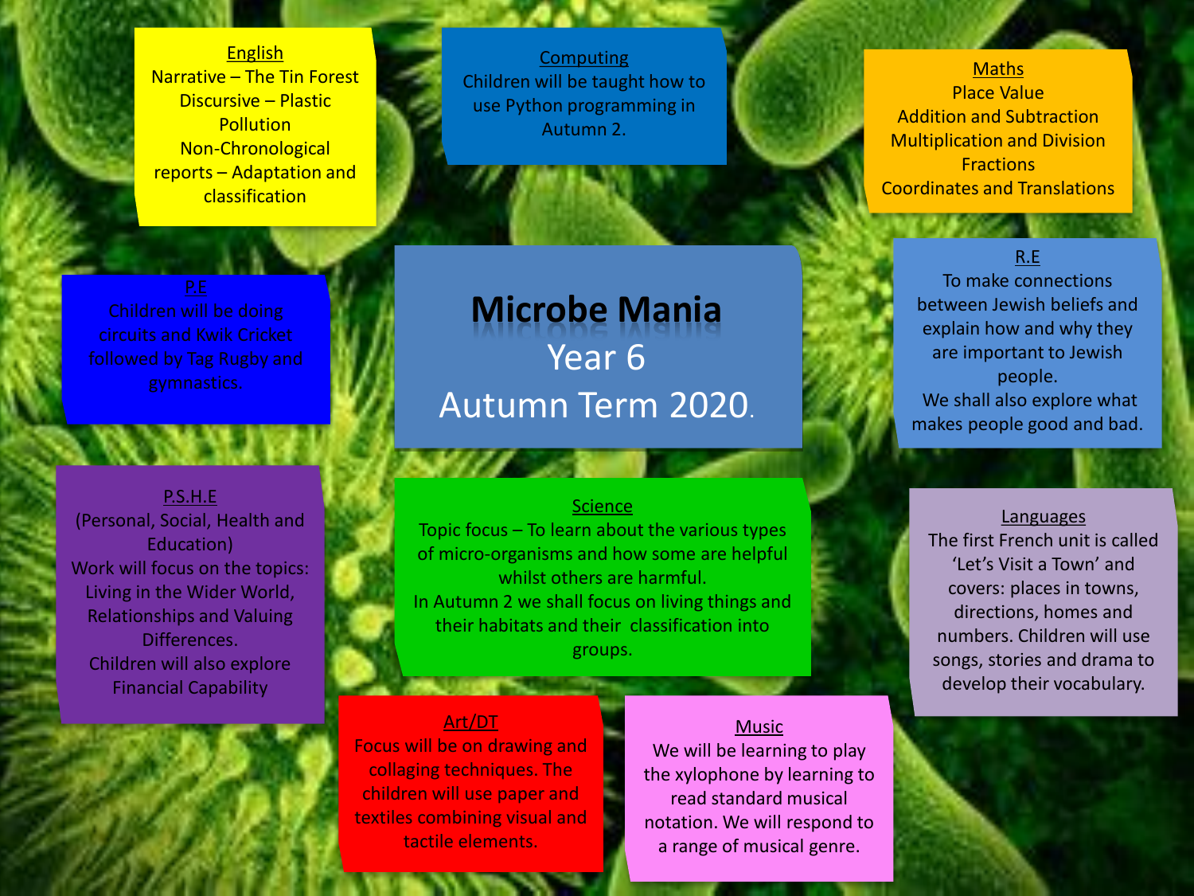# Microbe Mania

## Year 6

## Autumn Term 2020.

### English

Narrative – The Tin Forest

Discursive – Plastic Pollution

Non-Chronological reports – Adaptation and classification

### Computing

Children will be taught how to use Python programming in Autumn 2.

### Maths

Place Value

Addition and Subtraction

Multiplication and Division

Fractions

Coordinates and Translations

### P.E

Children will be doing circuits and Kwik Cricket followed by Tag Rugby and gymnastics.

### R.E

To make connections between Jewish beliefs and explain how and why they are important to Jewish people.

We shall also explore what makes people good and bad.

### P.S.H.E

(Personal, Social, Health and Education)

Work will focus on the topics: Living in the Wider World, Relationships and Valuing Differences.

Children will also explore Financial Capability

### Science

Topic focus – To learn about the various types of micro-organisms and how some are helpful whilst others are harmful.

In Autumn 2 we shall focus on living things and their habitats and their classification into groups.

### Languages

The first French unit is called 'Let's Visit a Town' and covers: places in towns, directions, homes and numbers. Children will use songs, stories and drama to develop their vocabulary.

### Art/DT

Focus will be on drawing and collaging techniques. The children will use paper and textiles combining visual and tactile elements.

### Music

We will be learning to play the xylophone by learning to read standard musical notation. We will respond to a range of musical genre.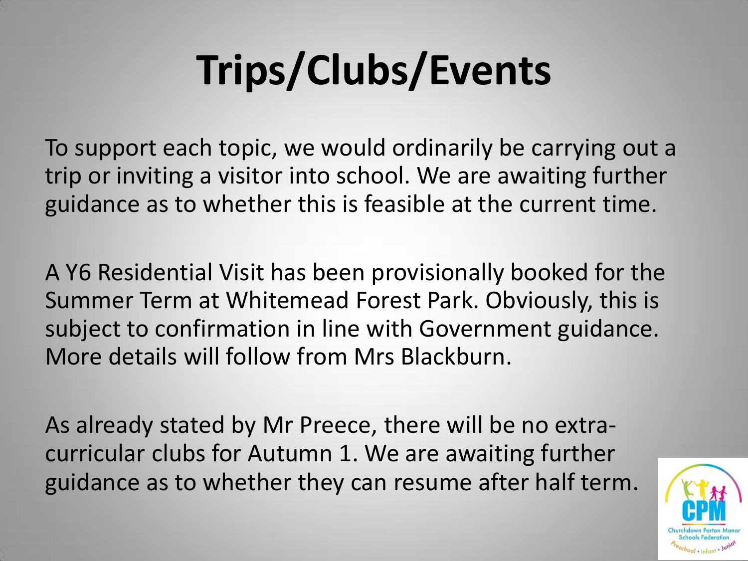# Trips/Clubs/Events

To support each topic, we would ordinarily be carrying out a trip or inviting a visitor into school. We are awaiting further guidance as to whether this is feasible at the current time.

A Y6 Residential Visit has been provisionally booked for the Summer Term at Whitemead Forest Park. Obviously, this is subject to confirmation in line with Government guidance. More details will follow from Mrs Blackburn.

As already stated by Mr Preece, there will be no extra-curricular clubs for Autumn 1. We are awaiting further guidance as to whether they can resume after half term.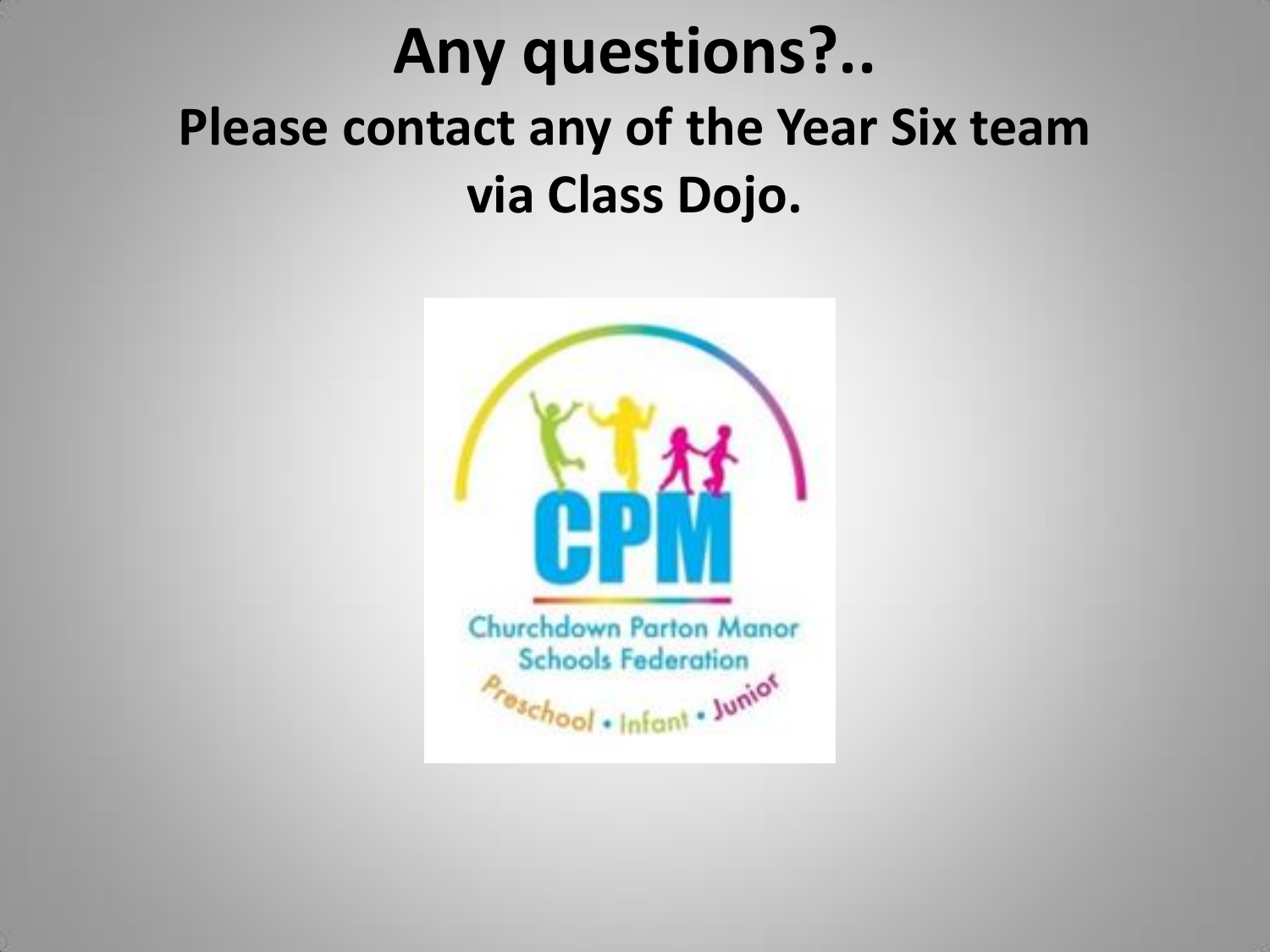# Any questions?..

## Please contact any of the Year Six team via Class Dojo.

CPM

Churchdown Parton Manor Schools Federation

Preschool • Infant • Junior